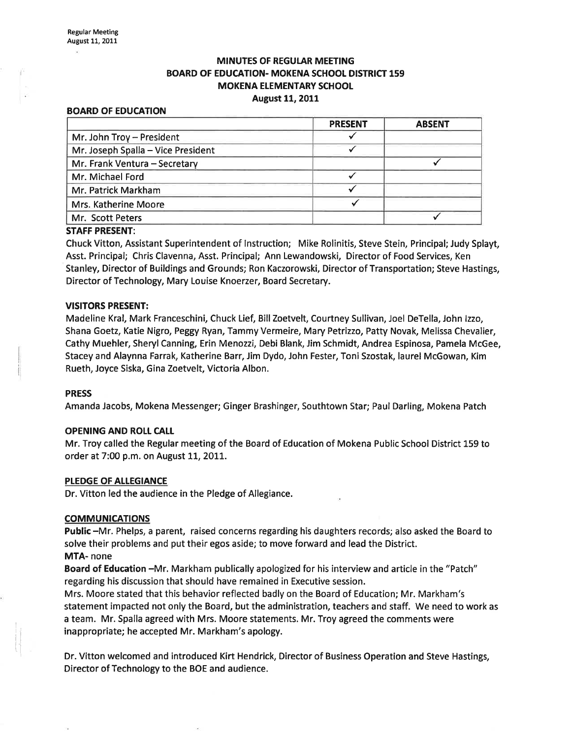Regular Meeting
August 11, 2011

# MINUTES OF REGULAR MEETING
# BOARD OF EDUCATION- MOKENA SCHOOL DISTRICT 159
# MOKENA ELEMENTARY SCHOOL
## August 11, 2011

### BOARD OF EDUCATION

| | PRESENT | ABSENT |
|---|---|---|
| Mr. John Troy – President | ✓ | |
| Mr. Joseph Spalla – Vice President | ✓ | |
| Mr. Frank Ventura – Secretary | | ✓ |
| Mr. Michael Ford | ✓ | |
| Mr. Patrick Markham | ✓ | |
| Mrs. Katherine Moore | ✓ | |
| Mr. Scott Peters | | ✓ |

### STAFF PRESENT:

Chuck Vitton, Assistant Superintendent of Instruction; Mike Rolinitis, Steve Stein, Principal; Judy Splayt, Asst. Principal; Chris Clavenna, Asst. Principal; Ann Lewandowski, Director of Food Services, Ken Stanley, Director of Buildings and Grounds; Ron Kaczorowski, Director of Transportation; Steve Hastings, Director of Technology, Mary Louise Knoerzer, Board Secretary.

### VISITORS PRESENT:

Madeline Kral, Mark Franceschini, Chuck Lief, Bill Zoetvelt, Courtney Sullivan, Joel DeTella, John Izzo, Shana Goetz, Katie Nigro, Peggy Ryan, Tammy Vermeire, Mary Petrizzo, Patty Novak, Melissa Chevalier, Cathy Muehler, Sheryl Canning, Erin Menozzi, Debi Blank, Jim Schmidt, Andrea Espinosa, Pamela McGee, Stacey and Alaynna Farrak, Katherine Barr, Jim Dydo, John Fester, Toni Szostak, laurel McGowan, Kim Rueth, Joyce Siska, Gina Zoetvelt, Victoria Albon.

### PRESS

Amanda Jacobs, Mokena Messenger; Ginger Brashinger, Southtown Star; Paul Darling, Mokena Patch

### OPENING AND ROLL CALL

Mr. Troy called the Regular meeting of the Board of Education of Mokena Public School District 159 to order at 7:00 p.m. on August 11, 2011.

### PLEDGE OF ALLEGIANCE

Dr. Vitton led the audience in the Pledge of Allegiance.

### COMMUNICATIONS

**Public** –Mr. Phelps, a parent, raised concerns regarding his daughters records; also asked the Board to solve their problems and put their egos aside; to move forward and lead the District.

**MTA**- none

**Board of Education** –Mr. Markham publically apologized for his interview and article in the "Patch" regarding his discussion that should have remained in Executive session.

Mrs. Moore stated that this behavior reflected badly on the Board of Education; Mr. Markham's statement impacted not only the Board, but the administration, teachers and staff. We need to work as a team. Mr. Spalla agreed with Mrs. Moore statements. Mr. Troy agreed the comments were inappropriate; he accepted Mr. Markham's apology.

Dr. Vitton welcomed and introduced Kirt Hendrick, Director of Business Operation and Steve Hastings, Director of Technology to the BOE and audience.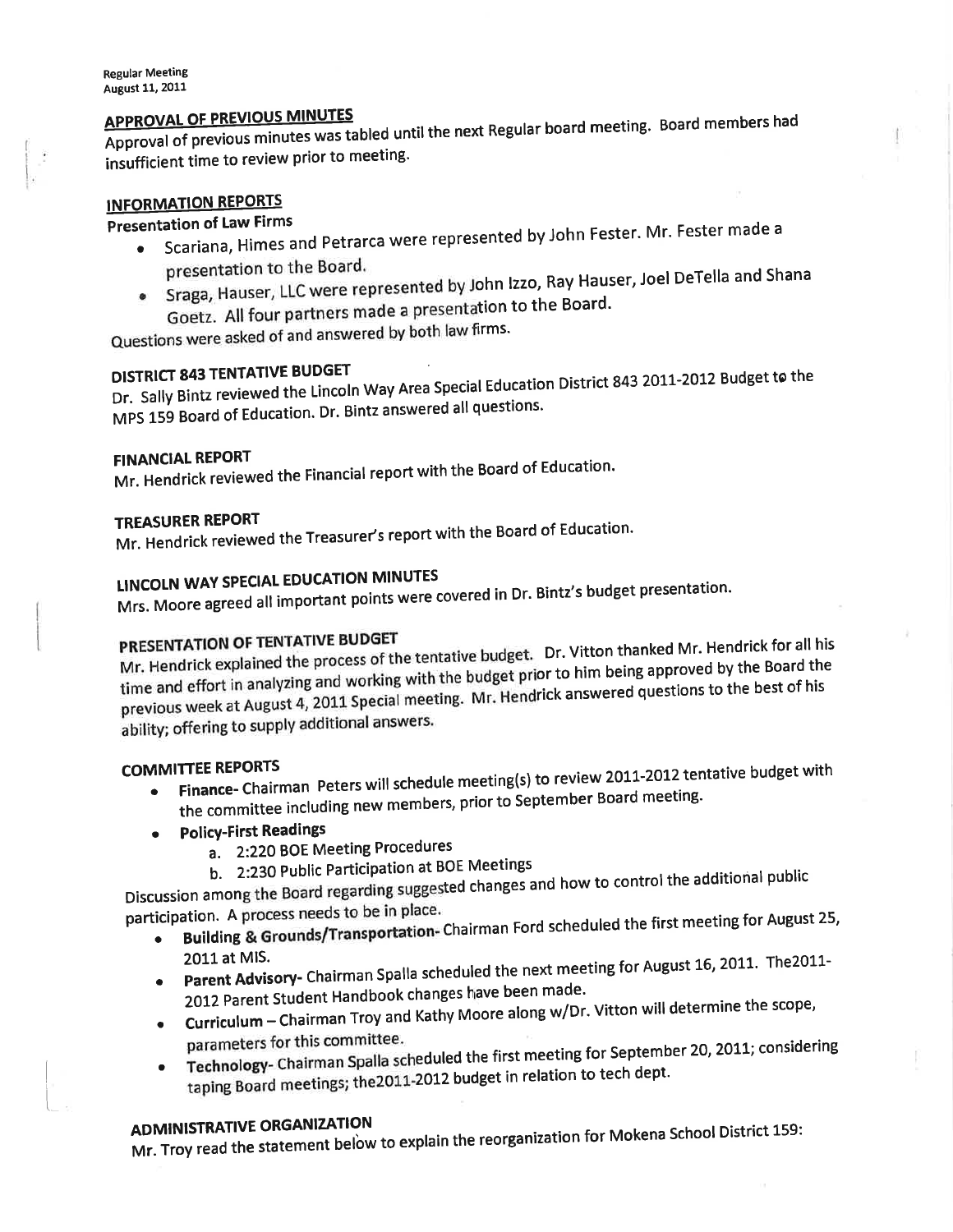## APPROVAL OF PREVIOUS MINUTES

Approval of previous minutes was tabled until the next Regular board meeting. Board members had insufficient time to review prior to meeting.

## INFORMATION REPORTS

### Presentation of Law Firms

- Scariana, Himes and Petrarca were represented by John Fester. Mr. Fester made a presentation to the Board.
- Sraga, Hauser, LLC were represented by John Izzo, Ray Hauser, Joel DeTella and Shana Goetz. All four partners made a presentation to the Board.

Questions were asked of and answered by both law firms.

## DISTRICT 843 TENTATIVE BUDGET

Dr. Sally Bintz reviewed the Lincoln Way Area Special Education District 843 2011-2012 Budget to the MPS 159 Board of Education. Dr. Bintz answered all questions.

## FINANCIAL REPORT

Mr. Hendrick reviewed the Financial report with the Board of Education.

## TREASURER REPORT

Mr. Hendrick reviewed the Treasurer's report with the Board of Education.

## LINCOLN WAY SPECIAL EDUCATION MINUTES

Mrs. Moore agreed all important points were covered in Dr. Bintz's budget presentation.

## PRESENTATION OF TENTATIVE BUDGET

Mr. Hendrick explained the process of the tentative budget. Dr. Vitton thanked Mr. Hendrick for all his time and effort in analyzing and working with the budget prior to him being approved by the Board the previous week at August 4, 2011 Special meeting. Mr. Hendrick answered questions to the best of his ability; offering to supply additional answers.

## COMMITTEE REPORTS

- **Finance**- Chairman Peters will schedule meeting(s) to review 2011-2012 tentative budget with the committee including new members, prior to September Board meeting.
- **Policy-First Readings**
  a. 2:220 BOE Meeting Procedures
  b. 2:230 Public Participation at BOE Meetings

Discussion among the Board regarding suggested changes and how to control the additional public participation. A process needs to be in place.

- **Building & Grounds/Transportation**- Chairman Ford scheduled the first meeting for August 25, 2011 at MIS.
- **Parent Advisory**- Chairman Spalla scheduled the next meeting for August 16, 2011. The2011-2012 Parent Student Handbook changes have been made.
- **Curriculum** – Chairman Troy and Kathy Moore along w/Dr. Vitton will determine the scope, parameters for this committee.
- **Technology**- Chairman Spalla scheduled the first meeting for September 20, 2011; considering taping Board meetings; the2011-2012 budget in relation to tech dept.

## ADMINISTRATIVE ORGANIZATION

Mr. Troy read the statement below to explain the reorganization for Mokena School District 159: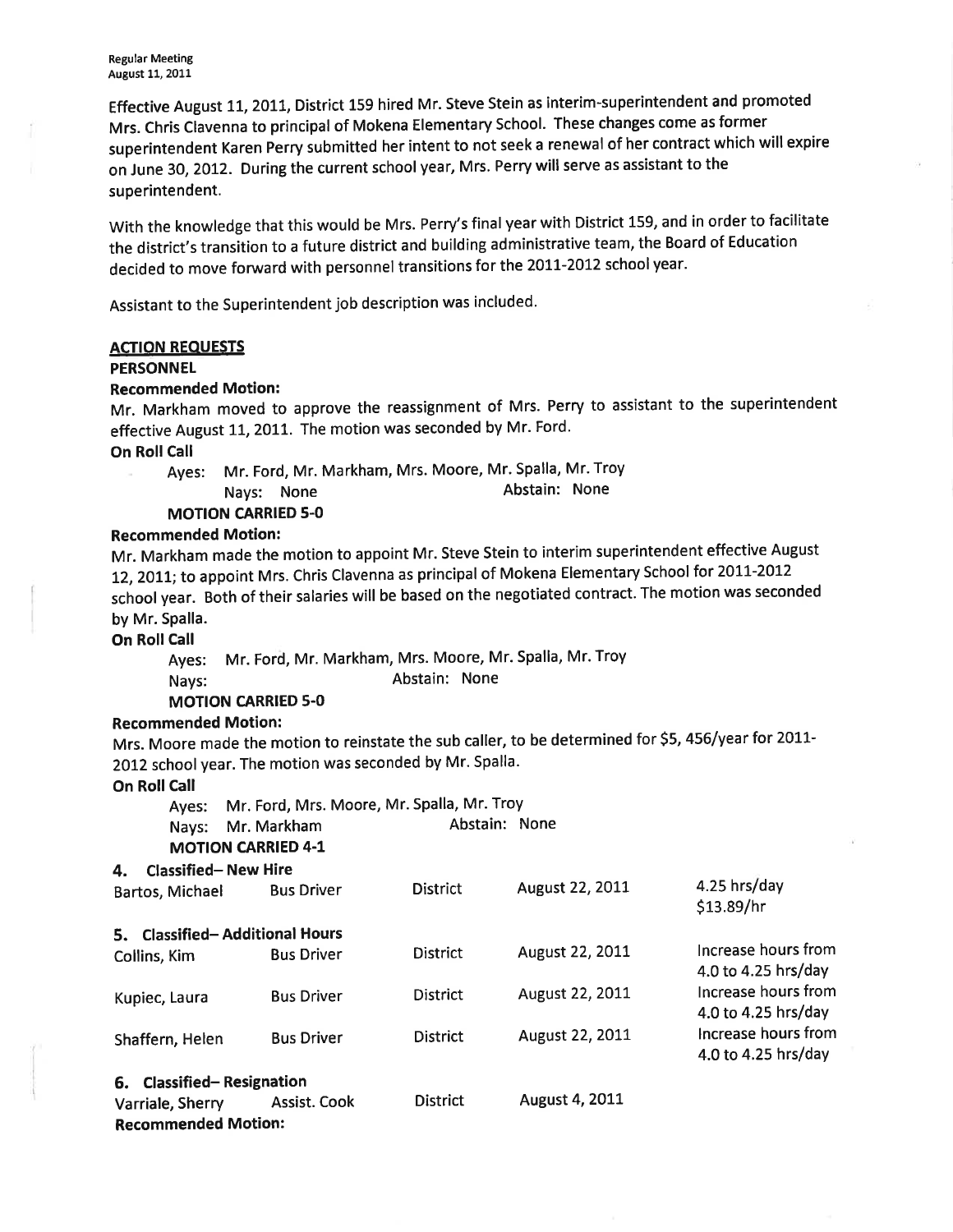Effective August 11, 2011, District 159 hired Mr. Steve Stein as interim-superintendent and promoted Mrs. Chris Clavenna to principal of Mokena Elementary School. These changes come as former superintendent Karen Perry submitted her intent to not seek a renewal of her contract which will expire on June 30, 2012. During the current school year, Mrs. Perry will serve as assistant to the superintendent.

With the knowledge that this would be Mrs. Perry's final year with District 159, and in order to facilitate the district's transition to a future district and building administrative team, the Board of Education decided to move forward with personnel transitions for the 2011-2012 school year.

Assistant to the Superintendent job description was included.

**ACTION REQUESTS**

**PERSONNEL**

**Recommended Motion:**

Mr. Markham moved to approve the reassignment of Mrs. Perry to assistant to the superintendent effective August 11, 2011. The motion was seconded by Mr. Ford.

**On Roll Call**

Ayes: Mr. Ford, Mr. Markham, Mrs. Moore, Mr. Spalla, Mr. Troy

Nays: None Abstain: None

**MOTION CARRIED 5-0**

**Recommended Motion:**

Mr. Markham made the motion to appoint Mr. Steve Stein to interim superintendent effective August 12, 2011; to appoint Mrs. Chris Clavenna as principal of Mokena Elementary School for 2011-2012 school year. Both of their salaries will be based on the negotiated contract. The motion was seconded by Mr. Spalla.

**On Roll Call**

Ayes: Mr. Ford, Mr. Markham, Mrs. Moore, Mr. Spalla, Mr. Troy

Nays: Abstain: None

**MOTION CARRIED 5-0**

**Recommended Motion:**

Mrs. Moore made the motion to reinstate the sub caller, to be determined for $5, 456/year for 2011-2012 school year. The motion was seconded by Mr. Spalla.

**On Roll Call**

Ayes: Mr. Ford, Mrs. Moore, Mr. Spalla, Mr. Troy

Nays: Mr. Markham Abstain: None

**MOTION CARRIED 4-1**

**4. Classified– New Hire**

| | | | | |
|---|---|---|---|---|
| Bartos, Michael | Bus Driver | District | August 22, 2011 | 4.25 hrs/day $13.89/hr |

**5. Classified– Additional Hours**

| | | | | |
|---|---|---|---|---|
| Collins, Kim | Bus Driver | District | August 22, 2011 | Increase hours from 4.0 to 4.25 hrs/day |
| Kupiec, Laura | Bus Driver | District | August 22, 2011 | Increase hours from 4.0 to 4.25 hrs/day |
| Shaffern, Helen | Bus Driver | District | August 22, 2011 | Increase hours from 4.0 to 4.25 hrs/day |

**6. Classified– Resignation**

| | | | |
|---|---|---|---|
| Varriale, Sherry | Assist. Cook | District | August 4, 2011 |

**Recommended Motion:**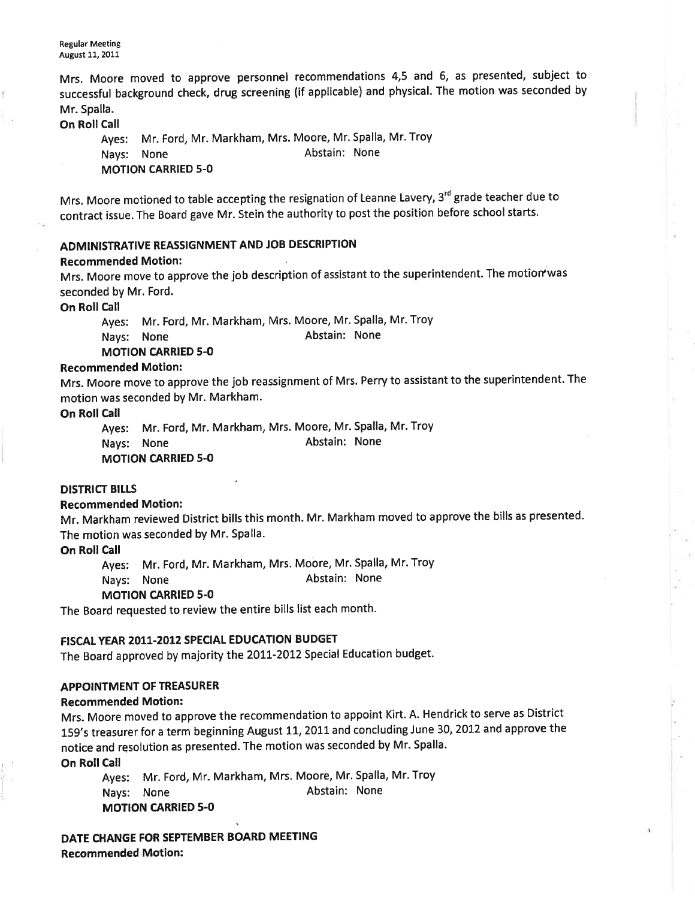Mrs. Moore moved to approve personnel recommendations 4,5 and 6, as presented, subject to successful background check, drug screening (if applicable) and physical. The motion was seconded by Mr. Spalla.

**On Roll Call**

Ayes: Mr. Ford, Mr. Markham, Mrs. Moore, Mr. Spalla, Mr. Troy
Nays: None Abstain: None
**MOTION CARRIED 5-0**

Mrs. Moore motioned to table accepting the resignation of Leanne Lavery, 3rd grade teacher due to contract issue. The Board gave Mr. Stein the authority to post the position before school starts.

**ADMINISTRATIVE REASSIGNMENT AND JOB DESCRIPTION**

**Recommended Motion:**

Mrs. Moore move to approve the job description of assistant to the superintendent. The motion was seconded by Mr. Ford.

**On Roll Call**

Ayes: Mr. Ford, Mr. Markham, Mrs. Moore, Mr. Spalla, Mr. Troy
Nays: None Abstain: None
**MOTION CARRIED 5-0**

**Recommended Motion:**

Mrs. Moore move to approve the job reassignment of Mrs. Perry to assistant to the superintendent. The motion was seconded by Mr. Markham.

**On Roll Call**

Ayes: Mr. Ford, Mr. Markham, Mrs. Moore, Mr. Spalla, Mr. Troy
Nays: None Abstain: None
**MOTION CARRIED 5-0**

**DISTRICT BILLS**

**Recommended Motion:**

Mr. Markham reviewed District bills this month. Mr. Markham moved to approve the bills as presented. The motion was seconded by Mr. Spalla.

**On Roll Call**

Ayes: Mr. Ford, Mr. Markham, Mrs. Moore, Mr. Spalla, Mr. Troy
Nays: None Abstain: None
**MOTION CARRIED 5-0**

The Board requested to review the entire bills list each month.

**FISCAL YEAR 2011-2012 SPECIAL EDUCATION BUDGET**

The Board approved by majority the 2011-2012 Special Education budget.

**APPOINTMENT OF TREASURER**

**Recommended Motion:**

Mrs. Moore moved to approve the recommendation to appoint Kirt. A. Hendrick to serve as District 159's treasurer for a term beginning August 11, 2011 and concluding June 30, 2012 and approve the notice and resolution as presented. The motion was seconded by Mr. Spalla.

**On Roll Call**

Ayes: Mr. Ford, Mr. Markham, Mrs. Moore, Mr. Spalla, Mr. Troy
Nays: None Abstain: None
**MOTION CARRIED 5-0**

**DATE CHANGE FOR SEPTEMBER BOARD MEETING**

**Recommended Motion:**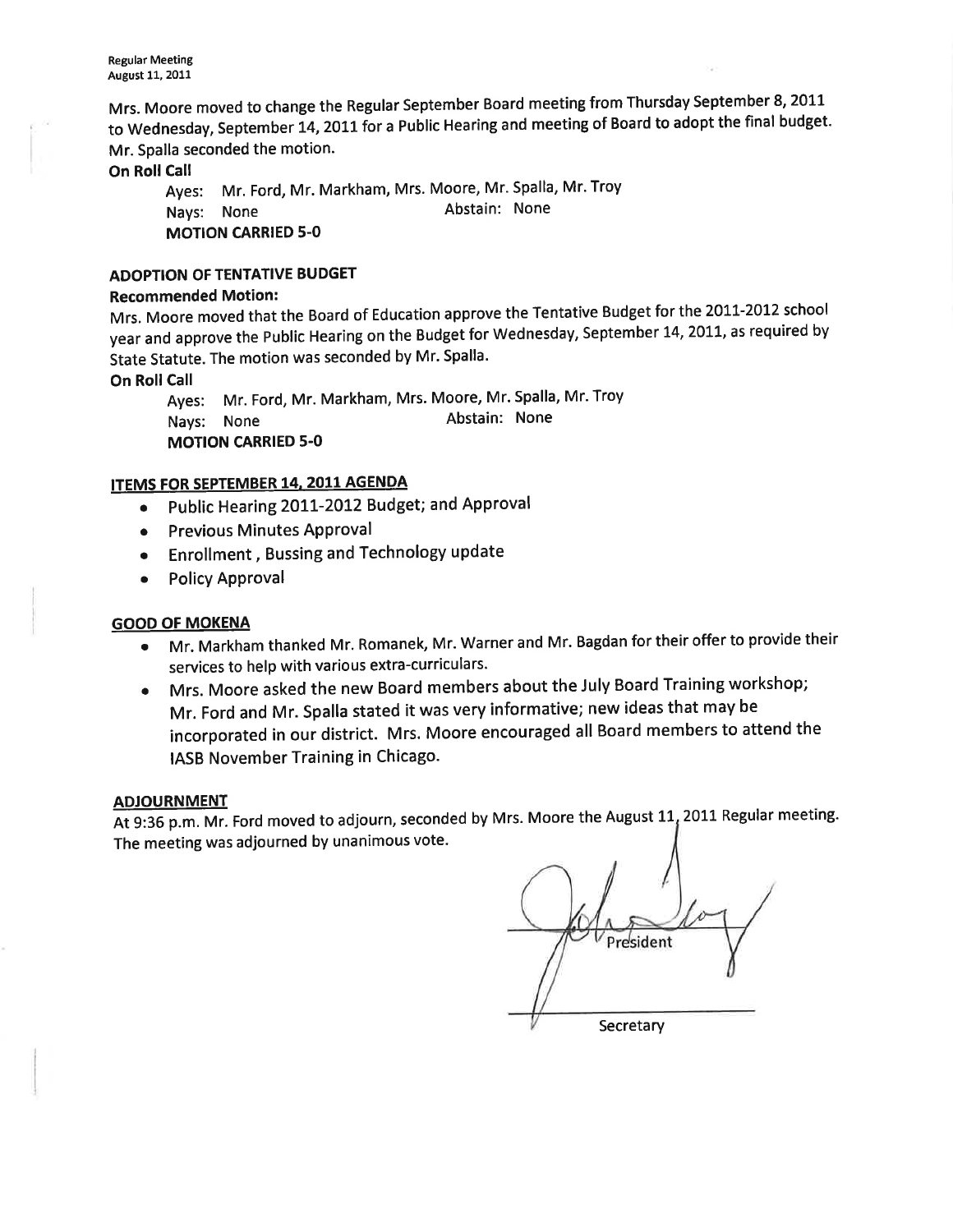Mrs. Moore moved to change the Regular September Board meeting from Thursday September 8, 2011 to Wednesday, September 14, 2011 for a Public Hearing and meeting of Board to adopt the final budget. Mr. Spalla seconded the motion.

**On Roll Call**

Ayes: Mr. Ford, Mr. Markham, Mrs. Moore, Mr. Spalla, Mr. Troy
Nays: None Abstain: None
**MOTION CARRIED 5-0**

**ADOPTION OF TENTATIVE BUDGET**

**Recommended Motion:**

Mrs. Moore moved that the Board of Education approve the Tentative Budget for the 2011-2012 school year and approve the Public Hearing on the Budget for Wednesday, September 14, 2011, as required by State Statute. The motion was seconded by Mr. Spalla.

**On Roll Call**

Ayes: Mr. Ford, Mr. Markham, Mrs. Moore, Mr. Spalla, Mr. Troy
Nays: None Abstain: None
**MOTION CARRIED 5-0**

**ITEMS FOR SEPTEMBER 14, 2011 AGENDA**

- Public Hearing 2011-2012 Budget; and Approval
- Previous Minutes Approval
- Enrollment , Bussing and Technology update
- Policy Approval

**GOOD OF MOKENA**

- Mr. Markham thanked Mr. Romanek, Mr. Warner and Mr. Bagdan for their offer to provide their services to help with various extra-curriculars.
- Mrs. Moore asked the new Board members about the July Board Training workshop; Mr. Ford and Mr. Spalla stated it was very informative; new ideas that may be incorporated in our district. Mrs. Moore encouraged all Board members to attend the IASB November Training in Chicago.

**ADJOURNMENT**

At 9:36 p.m. Mr. Ford moved to adjourn, seconded by Mrs. Moore the August 11, 2011 Regular meeting. The meeting was adjourned by unanimous vote.

President

Secretary